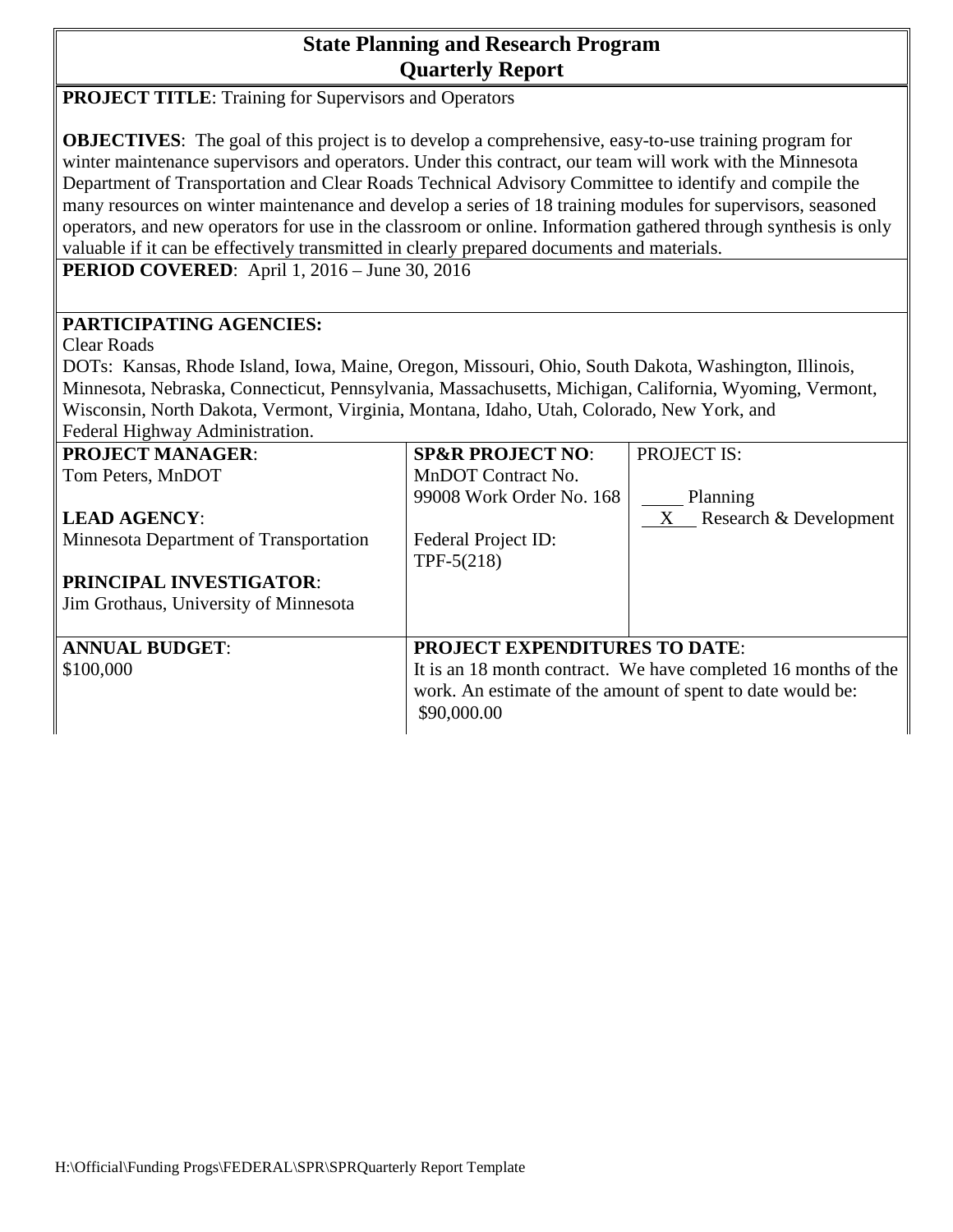# State Planning and Research Program
## Quarterly Report

**PROJECT TITLE**: Training for Supervisors and Operators

**OBJECTIVES**: The goal of this project is to develop a comprehensive, easy-to-use training program for winter maintenance supervisors and operators. Under this contract, our team will work with the Minnesota Department of Transportation and Clear Roads Technical Advisory Committee to identify and compile the many resources on winter maintenance and develop a series of 18 training modules for supervisors, seasoned operators, and new operators for use in the classroom or online. Information gathered through synthesis is only valuable if it can be effectively transmitted in clearly prepared documents and materials.

**PERIOD COVERED**: April 1, 2016 – June 30, 2016

**PARTICIPATING AGENCIES:**
Clear Roads
DOTs: Kansas, Rhode Island, Iowa, Maine, Oregon, Missouri, Ohio, South Dakota, Washington, Illinois, Minnesota, Nebraska, Connecticut, Pennsylvania, Massachusetts, Michigan, California, Wyoming, Vermont, Wisconsin, North Dakota, Vermont, Virginia, Montana, Idaho, Utah, Colorado, New York, and Federal Highway Administration.

| **PROJECT MANAGER**: Tom Peters, MnDOT<br><br>**LEAD AGENCY**: Minnesota Department of Transportation<br><br>**PRINCIPAL INVESTIGATOR**: Jim Grothaus, University of Minnesota | **SP&R PROJECT NO**: MnDOT Contract No. 99008 Work Order No. 168<br><br>Federal Project ID: TPF-5(218) | PROJECT IS:<br><br>____ Planning<br>__X__ Research & Development |
|---|---|---|
| **ANNUAL BUDGET**: $100,000 | **PROJECT EXPENDITURES TO DATE**: It is an 18 month contract. We have completed 16 months of the work. An estimate of the amount of spent to date would be: $90,000.00 | |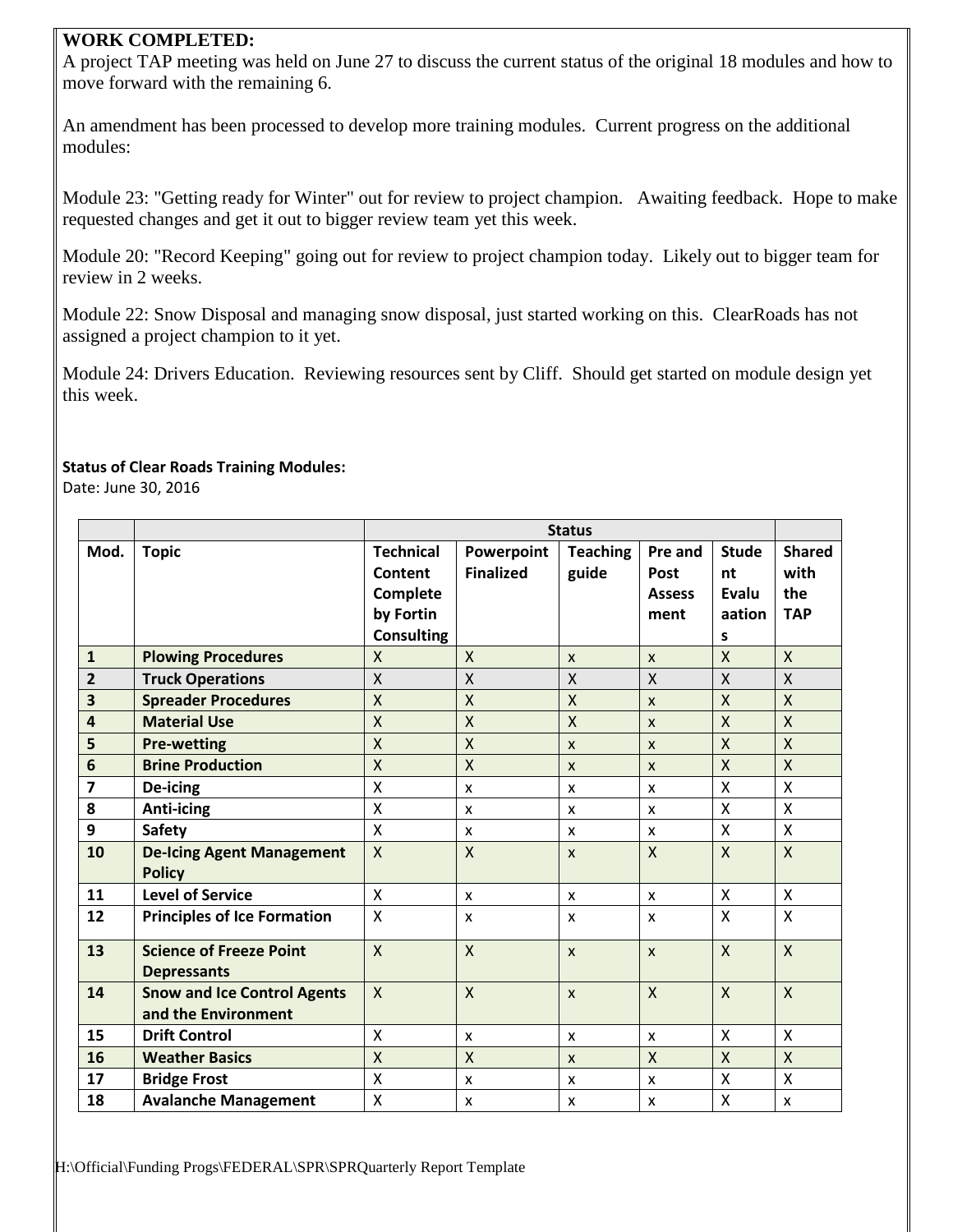**WORK COMPLETED:**

A project TAP meeting was held on June 27 to discuss the current status of the original 18 modules and how to move forward with the remaining 6.

An amendment has been processed to develop more training modules. Current progress on the additional modules:

Module 23: "Getting ready for Winter" out for review to project champion. Awaiting feedback. Hope to make requested changes and get it out to bigger review team yet this week.

Module 20: "Record Keeping" going out for review to project champion today. Likely out to bigger team for review in 2 weeks.

Module 22: Snow Disposal and managing snow disposal, just started working on this. ClearRoads has not assigned a project champion to it yet.

Module 24: Drivers Education. Reviewing resources sent by Cliff. Should get started on module design yet this week.

**Status of Clear Roads Training Modules:**

Date: June 30, 2016

| | | Status | | | | | |
|---|---|---|---|---|---|---|---|
| **Mod.** | **Topic** | **Technical Content Complete by Fortin Consulting** | **Powerpoint Finalized** | **Teaching guide** | **Pre and Post Assess ment** | **Stude nt Evalu aation s** | **Shared with the TAP** |
| **1** | **Plowing Procedures** | X | X | x | x | X | X |
| **2** | **Truck Operations** | X | X | X | X | X | X |
| **3** | **Spreader Procedures** | X | X | X | x | X | X |
| **4** | **Material Use** | X | X | X | x | X | X |
| **5** | **Pre-wetting** | X | X | x | x | X | X |
| **6** | **Brine Production** | X | X | x | x | X | X |
| **7** | **De-icing** | X | x | x | x | X | X |
| **8** | **Anti-icing** | X | x | x | x | X | X |
| **9** | **Safety** | X | x | x | x | X | X |
| **10** | **De-Icing Agent Management Policy** | X | X | x | X | X | X |
| **11** | **Level of Service** | X | x | x | x | X | X |
| **12** | **Principles of Ice Formation** | X | x | x | x | X | X |
| **13** | **Science of Freeze Point Depressants** | X | X | x | x | X | X |
| **14** | **Snow and Ice Control Agents and the Environment** | X | X | x | X | X | X |
| **15** | **Drift Control** | X | x | x | x | X | X |
| **16** | **Weather Basics** | X | X | x | X | X | X |
| **17** | **Bridge Frost** | X | x | x | x | X | X |
| **18** | **Avalanche Management** | X | x | x | x | X | x |

H:\Official\Funding Progs\FEDERAL\SPR\SPRQuarterly Report Template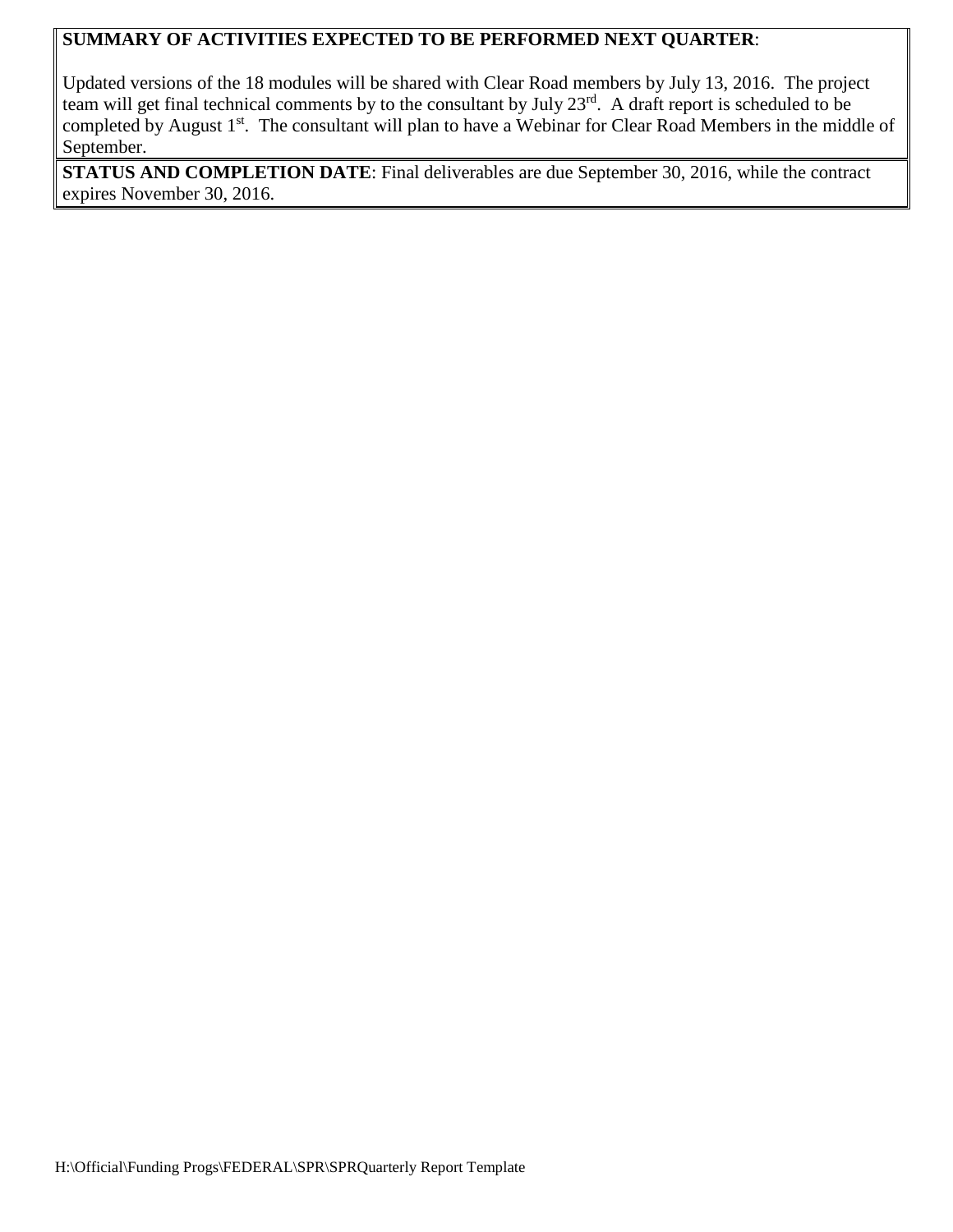**SUMMARY OF ACTIVITIES EXPECTED TO BE PERFORMED NEXT QUARTER**:

Updated versions of the 18 modules will be shared with Clear Road members by July 13, 2016. The project team will get final technical comments by to the consultant by July 23rd. A draft report is scheduled to be completed by August 1st. The consultant will plan to have a Webinar for Clear Road Members in the middle of September.

**STATUS AND COMPLETION DATE**: Final deliverables are due September 30, 2016, while the contract expires November 30, 2016.

H:\Official\Funding Progs\FEDERAL\SPR\SPRQuarterly Report Template